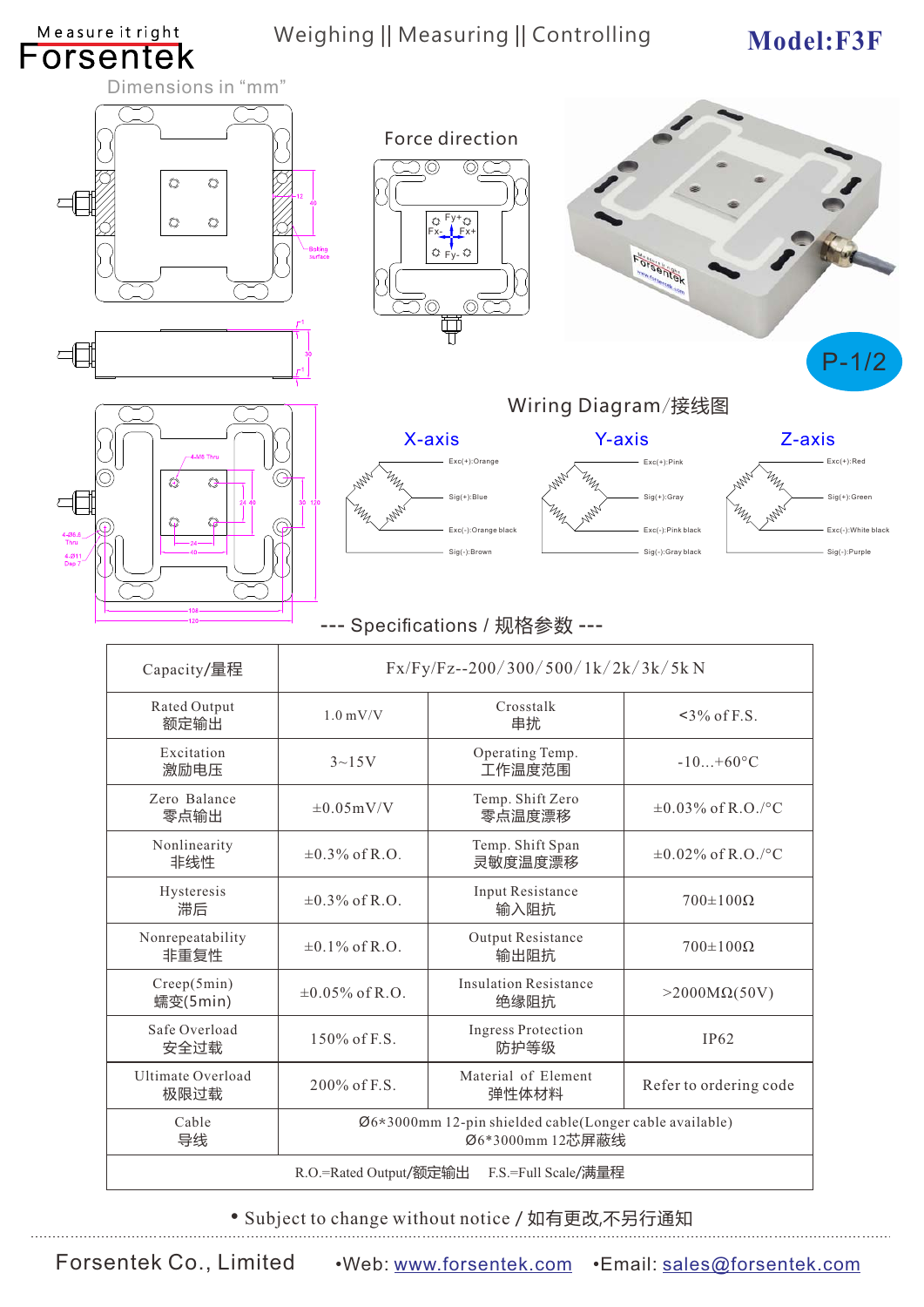Measure it right
Forsentek

Weighing || Measuring || Controlling

**Model:F3F**

Dimensions in "mm"

Force direction

P-1/2

## Wiring Diagram/接线图

| X-axis | Y-axis | Z-axis |
|---|---|---|
| Exc(+):Orange | Exc(+):Pink | Exc(+):Red |
| Sig(+):Blue | Sig(+):Gray | Sig(+):Green |
| Exc(-):Orange black | Exc(-):Pink black | Exc(-):White black |
| Sig(-):Brown | Sig(-):Gray black | Sig(-):Purple |

## --- Specifications / 规格参数 ---

| Capacity/量程 | Fx/Fy/Fz--200/300/500/1k/2k/3k/5k N | | |
|---|---|---|---|
| Rated Output 额定输出 | 1.0 mV/V | Crosstalk 串扰 | <3% of F.S. |
| Excitation 激励电压 | 3~15V | Operating Temp. 工作温度范围 | -10...+60°C |
| Zero Balance 零点输出 | ±0.05mV/V | Temp. Shift Zero 零点温度漂移 | ±0.03% of R.O./°C |
| Nonlinearity 非线性 | ±0.3% of R.O. | Temp. Shift Span 灵敏度温度漂移 | ±0.02% of R.O./°C |
| Hysteresis 滞后 | ±0.3% of R.O. | Input Resistance 输入阻抗 | 700±100Ω |
| Nonrepeatability 非重复性 | ±0.1% of R.O. | Output Resistance 输出阻抗 | 700±100Ω |
| Creep(5min) 蠕变(5min) | ±0.05% of R.O. | Insulation Resistance 绝缘阻抗 | >2000MΩ(50V) |
| Safe Overload 安全过载 | 150% of F.S. | Ingress Protection 防护等级 | IP62 |
| Ultimate Overload 极限过载 | 200% of F.S. | Material of Element 弹性体材料 | Refer to ordering code |
| Cable 导线 | Ø6*3000mm 12-pin shielded cable(Longer cable available) Ø6*3000mm 12芯屏蔽线 | | |
| R.O.=Rated Output/额定输出 F.S.=Full Scale/满量程 | | | |

• Subject to change without notice / 如有更改,不另行通知

Forsentek Co., Limited •Web: www.forsentek.com •Email: sales@forsentek.com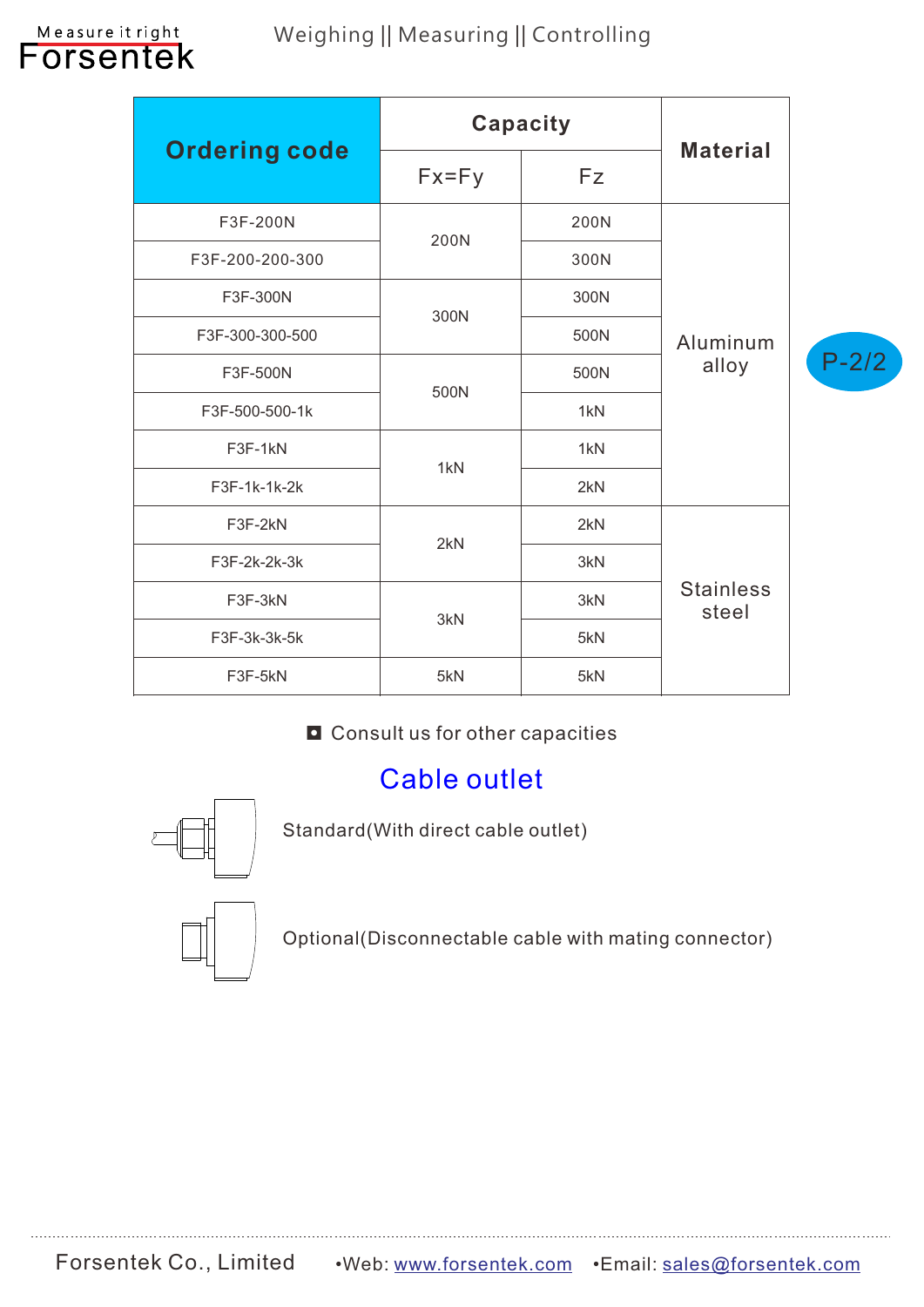| Ordering code | Capacity | | Material |
|---|---|---|---|
| | Fx=Fy | Fz | |
| F3F-200N | 200N | 200N | Aluminum alloy |
| F3F-200-200-300 | | 300N | |
| F3F-300N | 300N | 300N | |
| F3F-300-300-500 | | 500N | |
| F3F-500N | 500N | 500N | |
| F3F-500-500-1k | | 1kN | |
| F3F-1kN | 1kN | 1kN | |
| F3F-1k-1k-2k | | 2kN | |
| F3F-2kN | 2kN | 2kN | Stainless steel |
| F3F-2k-2k-3k | | 3kN | |
| F3F-3kN | 3kN | 3kN | |
| F3F-3k-3k-5k | | 5kN | |
| F3F-5kN | 5kN | 5kN | |

◘ Consult us for other capacities

## Cable outlet

Standard(With direct cable outlet)

Optional(Disconnectable cable with mating connector)